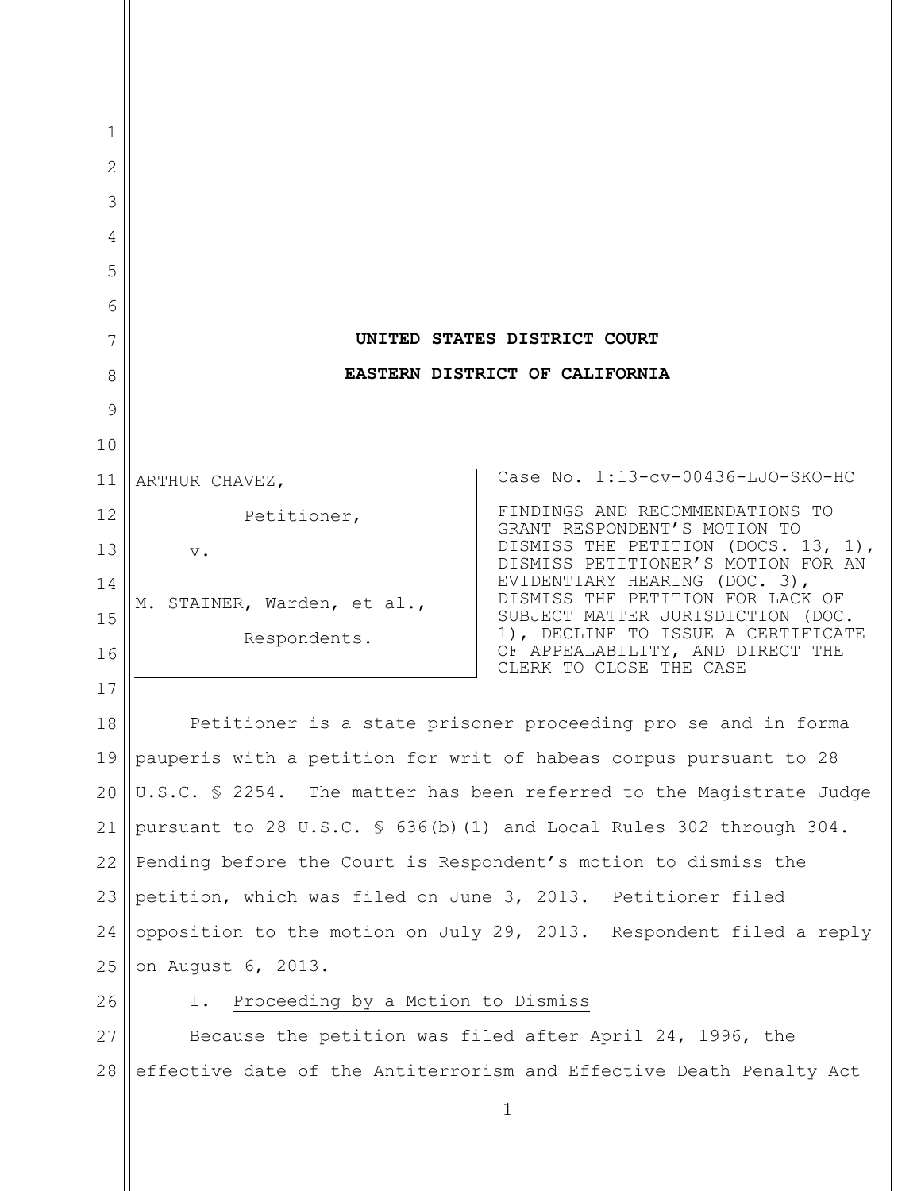**UNITED STATES DISTRICT COURT**

**EASTERN DISTRICT OF CALIFORNIA**

| | |
|---|---|
| ARTHUR CHAVEZ,<br><br>Petitioner,<br><br>v.<br><br>M. STAINER, Warden, et al.,<br><br>Respondents. | Case No. 1:13-cv-00436-LJO-SKO-HC<br><br>FINDINGS AND RECOMMENDATIONS TO GRANT RESPONDENT'S MOTION TO DISMISS THE PETITION (DOCS. 13, 1), DISMISS PETITIONER'S MOTION FOR AN EVIDENTIARY HEARING (DOC. 3), DISMISS THE PETITION FOR LACK OF SUBJECT MATTER JURISDICTION (DOC. 1), DECLINE TO ISSUE A CERTIFICATE OF APPEALABILITY, AND DIRECT THE CLERK TO CLOSE THE CASE |

Petitioner is a state prisoner proceeding pro se and in forma pauperis with a petition for writ of habeas corpus pursuant to 28 U.S.C. § 2254. The matter has been referred to the Magistrate Judge pursuant to 28 U.S.C. § 636(b)(1) and Local Rules 302 through 304. Pending before the Court is Respondent's motion to dismiss the petition, which was filed on June 3, 2013. Petitioner filed opposition to the motion on July 29, 2013. Respondent filed a reply on August 6, 2013.

I. Proceeding by a Motion to Dismiss

Because the petition was filed after April 24, 1996, the effective date of the Antiterrorism and Effective Death Penalty Act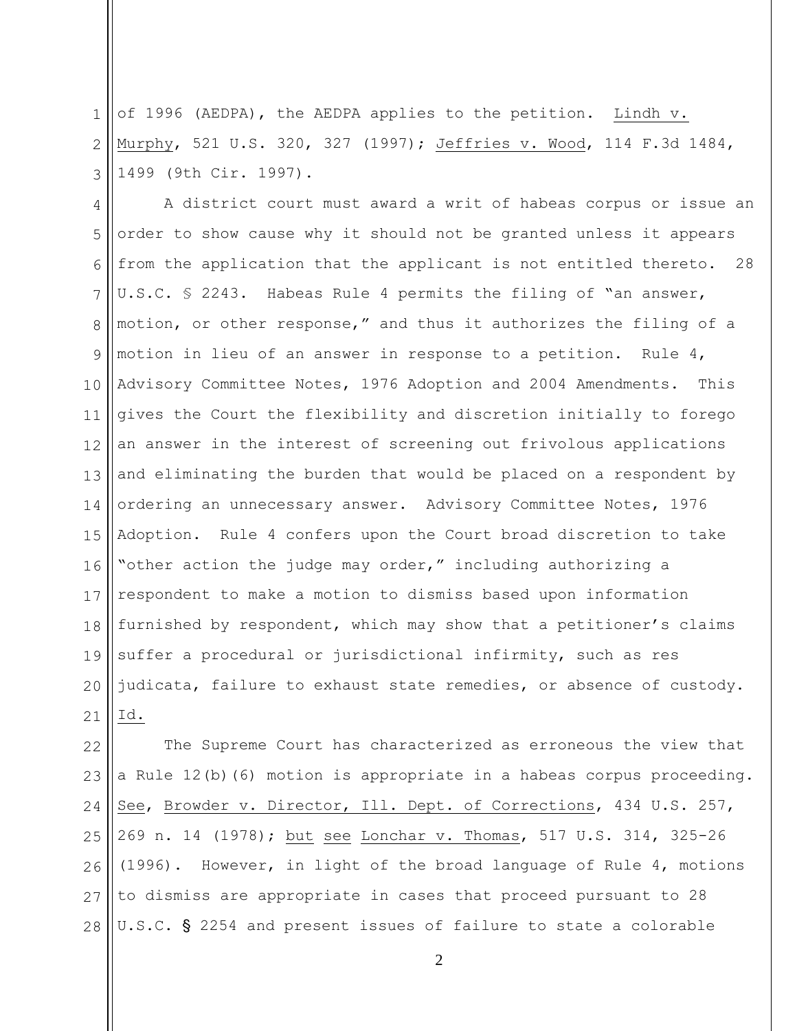of 1996 (AEDPA), the AEDPA applies to the petition. Lindh v. Murphy, 521 U.S. 320, 327 (1997); Jeffries v. Wood, 114 F.3d 1484, 1499 (9th Cir. 1997).

A district court must award a writ of habeas corpus or issue an order to show cause why it should not be granted unless it appears from the application that the applicant is not entitled thereto. 28 U.S.C. § 2243. Habeas Rule 4 permits the filing of "an answer, motion, or other response," and thus it authorizes the filing of a motion in lieu of an answer in response to a petition. Rule 4, Advisory Committee Notes, 1976 Adoption and 2004 Amendments. This gives the Court the flexibility and discretion initially to forego an answer in the interest of screening out frivolous applications and eliminating the burden that would be placed on a respondent by ordering an unnecessary answer. Advisory Committee Notes, 1976 Adoption. Rule 4 confers upon the Court broad discretion to take "other action the judge may order," including authorizing a respondent to make a motion to dismiss based upon information furnished by respondent, which may show that a petitioner's claims suffer a procedural or jurisdictional infirmity, such as res judicata, failure to exhaust state remedies, or absence of custody. Id.

The Supreme Court has characterized as erroneous the view that a Rule 12(b)(6) motion is appropriate in a habeas corpus proceeding. See, Browder v. Director, Ill. Dept. of Corrections, 434 U.S. 257, 269 n. 14 (1978); but see Lonchar v. Thomas, 517 U.S. 314, 325-26 (1996). However, in light of the broad language of Rule 4, motions to dismiss are appropriate in cases that proceed pursuant to 28 U.S.C. § 2254 and present issues of failure to state a colorable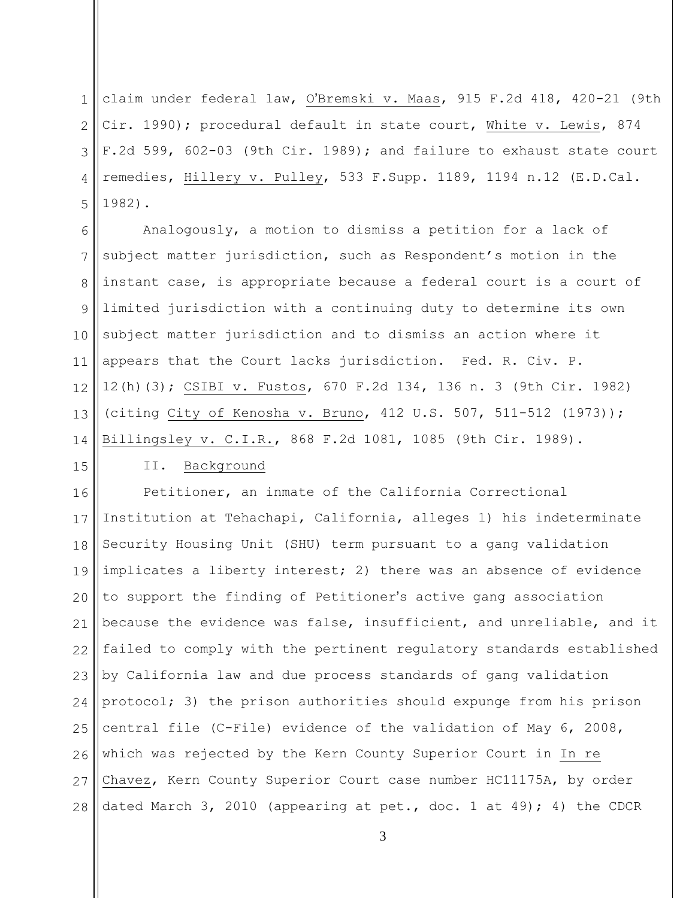claim under federal law, O'Bremski v. Maas, 915 F.2d 418, 420-21 (9th Cir. 1990); procedural default in state court, White v. Lewis, 874 F.2d 599, 602-03 (9th Cir. 1989); and failure to exhaust state court remedies, Hillery v. Pulley, 533 F.Supp. 1189, 1194 n.12 (E.D.Cal. 1982).

Analogously, a motion to dismiss a petition for a lack of subject matter jurisdiction, such as Respondent's motion in the instant case, is appropriate because a federal court is a court of limited jurisdiction with a continuing duty to determine its own subject matter jurisdiction and to dismiss an action where it appears that the Court lacks jurisdiction. Fed. R. Civ. P. 12(h)(3); CSIBI v. Fustos, 670 F.2d 134, 136 n. 3 (9th Cir. 1982) (citing City of Kenosha v. Bruno, 412 U.S. 507, 511-512 (1973)); Billingsley v. C.I.R., 868 F.2d 1081, 1085 (9th Cir. 1989).

## II. Background

Petitioner, an inmate of the California Correctional Institution at Tehachapi, California, alleges 1) his indeterminate Security Housing Unit (SHU) term pursuant to a gang validation implicates a liberty interest; 2) there was an absence of evidence to support the finding of Petitioner's active gang association because the evidence was false, insufficient, and unreliable, and it failed to comply with the pertinent regulatory standards established by California law and due process standards of gang validation protocol; 3) the prison authorities should expunge from his prison central file (C-File) evidence of the validation of May 6, 2008, which was rejected by the Kern County Superior Court in In re Chavez, Kern County Superior Court case number HC11175A, by order dated March 3, 2010 (appearing at pet., doc. 1 at 49); 4) the CDCR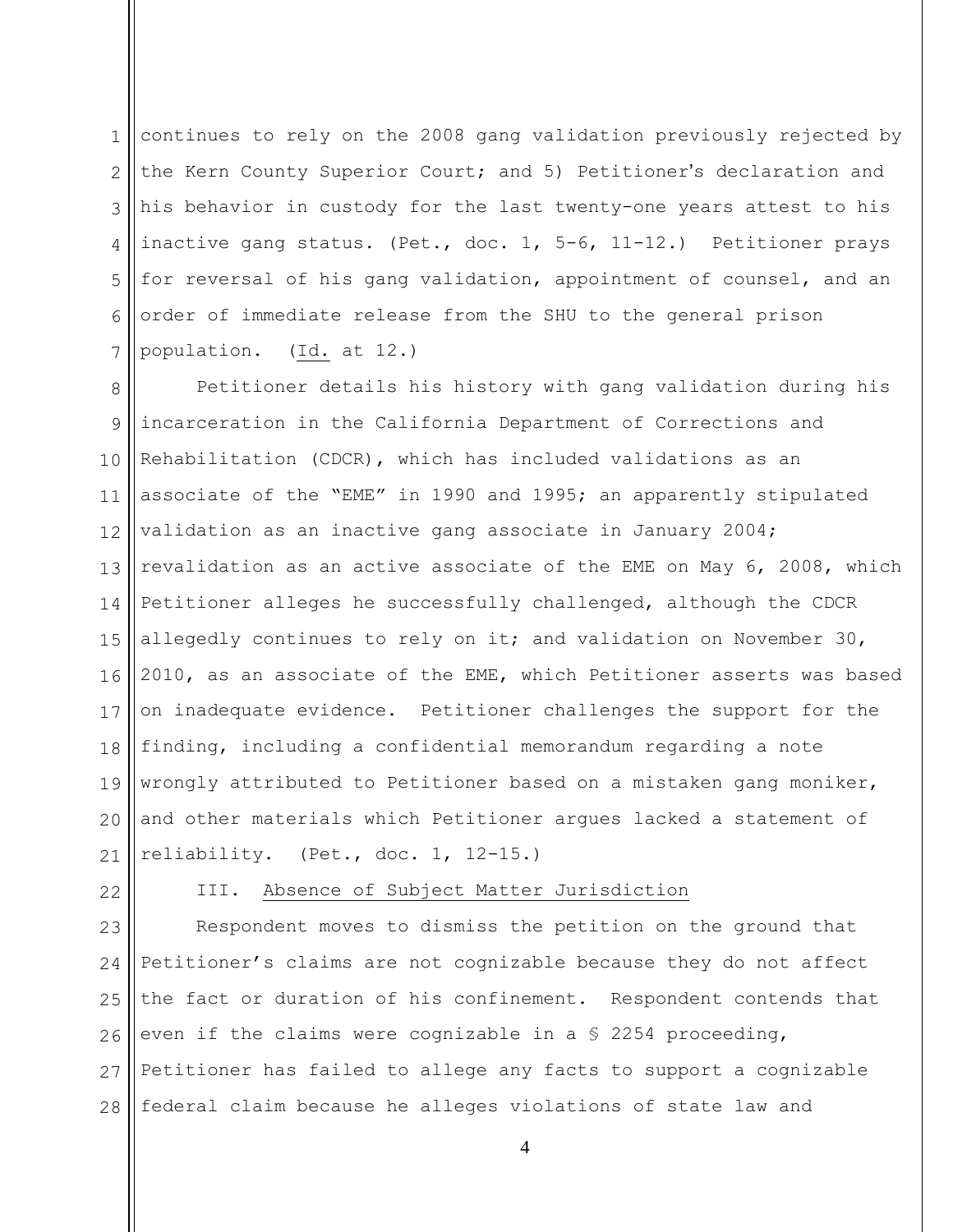continues to rely on the 2008 gang validation previously rejected by the Kern County Superior Court; and 5) Petitioner's declaration and his behavior in custody for the last twenty-one years attest to his inactive gang status. (Pet., doc. 1, 5-6, 11-12.) Petitioner prays for reversal of his gang validation, appointment of counsel, and an order of immediate release from the SHU to the general prison population. (Id. at 12.)

Petitioner details his history with gang validation during his incarceration in the California Department of Corrections and Rehabilitation (CDCR), which has included validations as an associate of the "EME" in 1990 and 1995; an apparently stipulated validation as an inactive gang associate in January 2004; revalidation as an active associate of the EME on May 6, 2008, which Petitioner alleges he successfully challenged, although the CDCR allegedly continues to rely on it; and validation on November 30, 2010, as an associate of the EME, which Petitioner asserts was based on inadequate evidence. Petitioner challenges the support for the finding, including a confidential memorandum regarding a note wrongly attributed to Petitioner based on a mistaken gang moniker, and other materials which Petitioner argues lacked a statement of reliability. (Pet., doc. 1, 12-15.)

## III. Absence of Subject Matter Jurisdiction

Respondent moves to dismiss the petition on the ground that Petitioner's claims are not cognizable because they do not affect the fact or duration of his confinement. Respondent contends that even if the claims were cognizable in a § 2254 proceeding, Petitioner has failed to allege any facts to support a cognizable federal claim because he alleges violations of state law and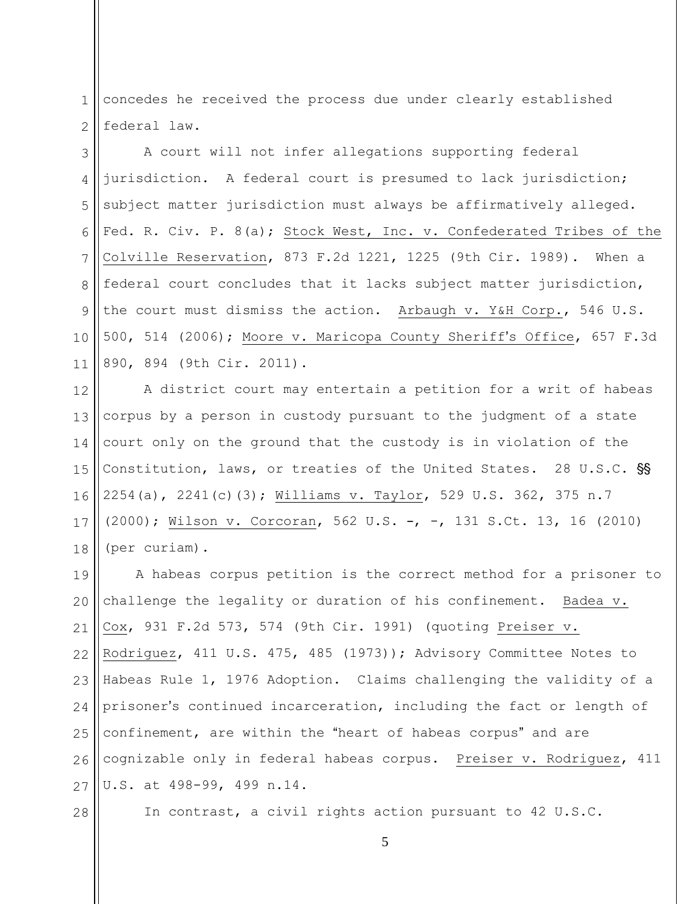concedes he received the process due under clearly established federal law.

A court will not infer allegations supporting federal jurisdiction. A federal court is presumed to lack jurisdiction; subject matter jurisdiction must always be affirmatively alleged. Fed. R. Civ. P. 8(a); Stock West, Inc. v. Confederated Tribes of the Colville Reservation, 873 F.2d 1221, 1225 (9th Cir. 1989). When a federal court concludes that it lacks subject matter jurisdiction, the court must dismiss the action. Arbaugh v. Y&H Corp., 546 U.S. 500, 514 (2006); Moore v. Maricopa County Sheriff's Office, 657 F.3d 890, 894 (9th Cir. 2011).

A district court may entertain a petition for a writ of habeas corpus by a person in custody pursuant to the judgment of a state court only on the ground that the custody is in violation of the Constitution, laws, or treaties of the United States. 28 U.S.C. §§ 2254(a), 2241(c)(3); Williams v. Taylor, 529 U.S. 362, 375 n.7 (2000); Wilson v. Corcoran, 562 U.S. -, -, 131 S.Ct. 13, 16 (2010) (per curiam).

A habeas corpus petition is the correct method for a prisoner to challenge the legality or duration of his confinement. Badea v. Cox, 931 F.2d 573, 574 (9th Cir. 1991) (quoting Preiser v. Rodriguez, 411 U.S. 475, 485 (1973)); Advisory Committee Notes to Habeas Rule 1, 1976 Adoption. Claims challenging the validity of a prisoner's continued incarceration, including the fact or length of confinement, are within the "heart of habeas corpus" and are cognizable only in federal habeas corpus. Preiser v. Rodriguez, 411 U.S. at 498-99, 499 n.14.

In contrast, a civil rights action pursuant to 42 U.S.C.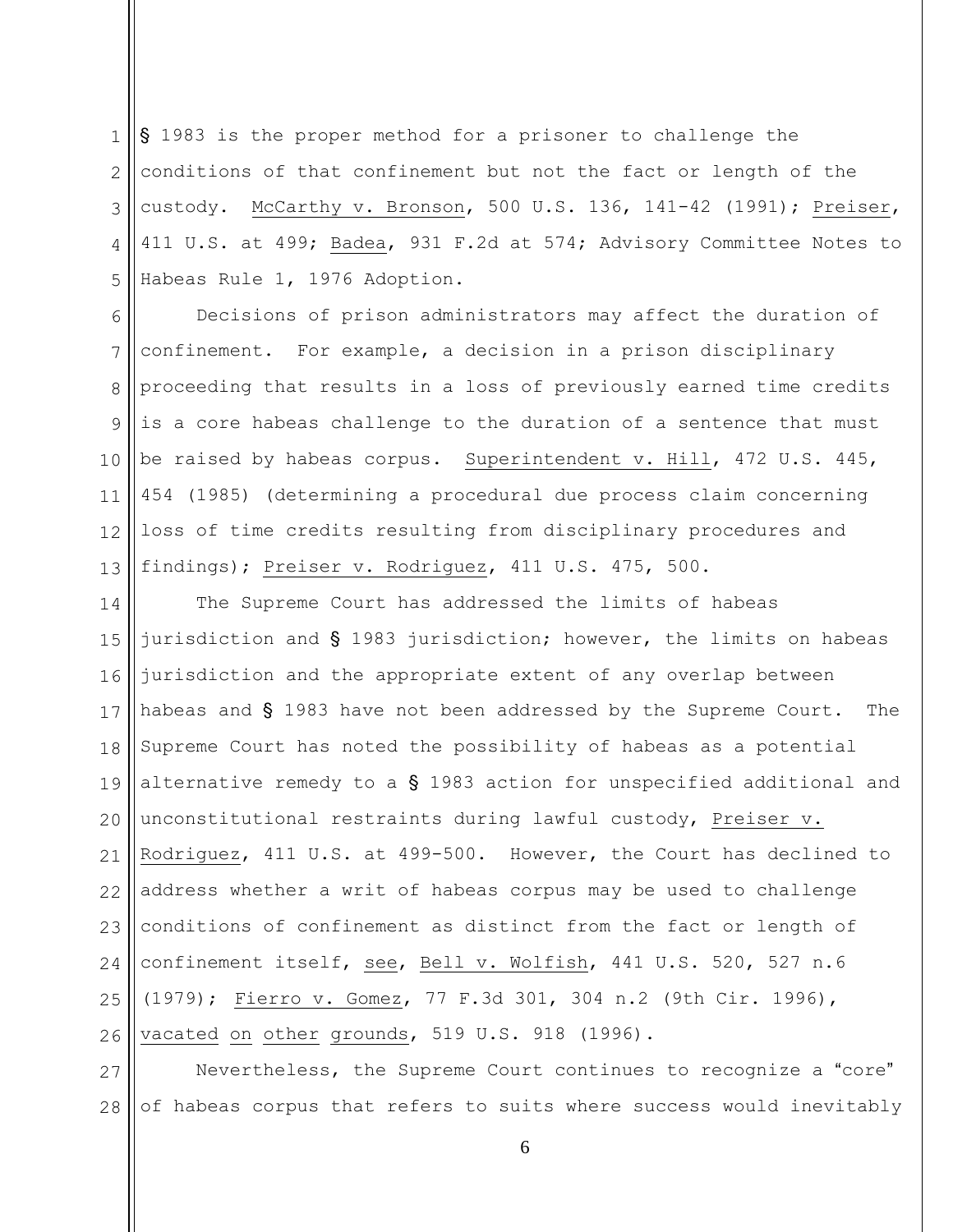§ 1983 is the proper method for a prisoner to challenge the conditions of that confinement but not the fact or length of the custody. McCarthy v. Bronson, 500 U.S. 136, 141-42 (1991); Preiser, 411 U.S. at 499; Badea, 931 F.2d at 574; Advisory Committee Notes to Habeas Rule 1, 1976 Adoption.

Decisions of prison administrators may affect the duration of confinement. For example, a decision in a prison disciplinary proceeding that results in a loss of previously earned time credits is a core habeas challenge to the duration of a sentence that must be raised by habeas corpus. Superintendent v. Hill, 472 U.S. 445, 454 (1985) (determining a procedural due process claim concerning loss of time credits resulting from disciplinary procedures and findings); Preiser v. Rodriguez, 411 U.S. 475, 500.

The Supreme Court has addressed the limits of habeas jurisdiction and § 1983 jurisdiction; however, the limits on habeas jurisdiction and the appropriate extent of any overlap between habeas and § 1983 have not been addressed by the Supreme Court. The Supreme Court has noted the possibility of habeas as a potential alternative remedy to a § 1983 action for unspecified additional and unconstitutional restraints during lawful custody, Preiser v. Rodriguez, 411 U.S. at 499-500. However, the Court has declined to address whether a writ of habeas corpus may be used to challenge conditions of confinement as distinct from the fact or length of confinement itself, see, Bell v. Wolfish, 441 U.S. 520, 527 n.6 (1979); Fierro v. Gomez, 77 F.3d 301, 304 n.2 (9th Cir. 1996), vacated on other grounds, 519 U.S. 918 (1996).

Nevertheless, the Supreme Court continues to recognize a "core" of habeas corpus that refers to suits where success would inevitably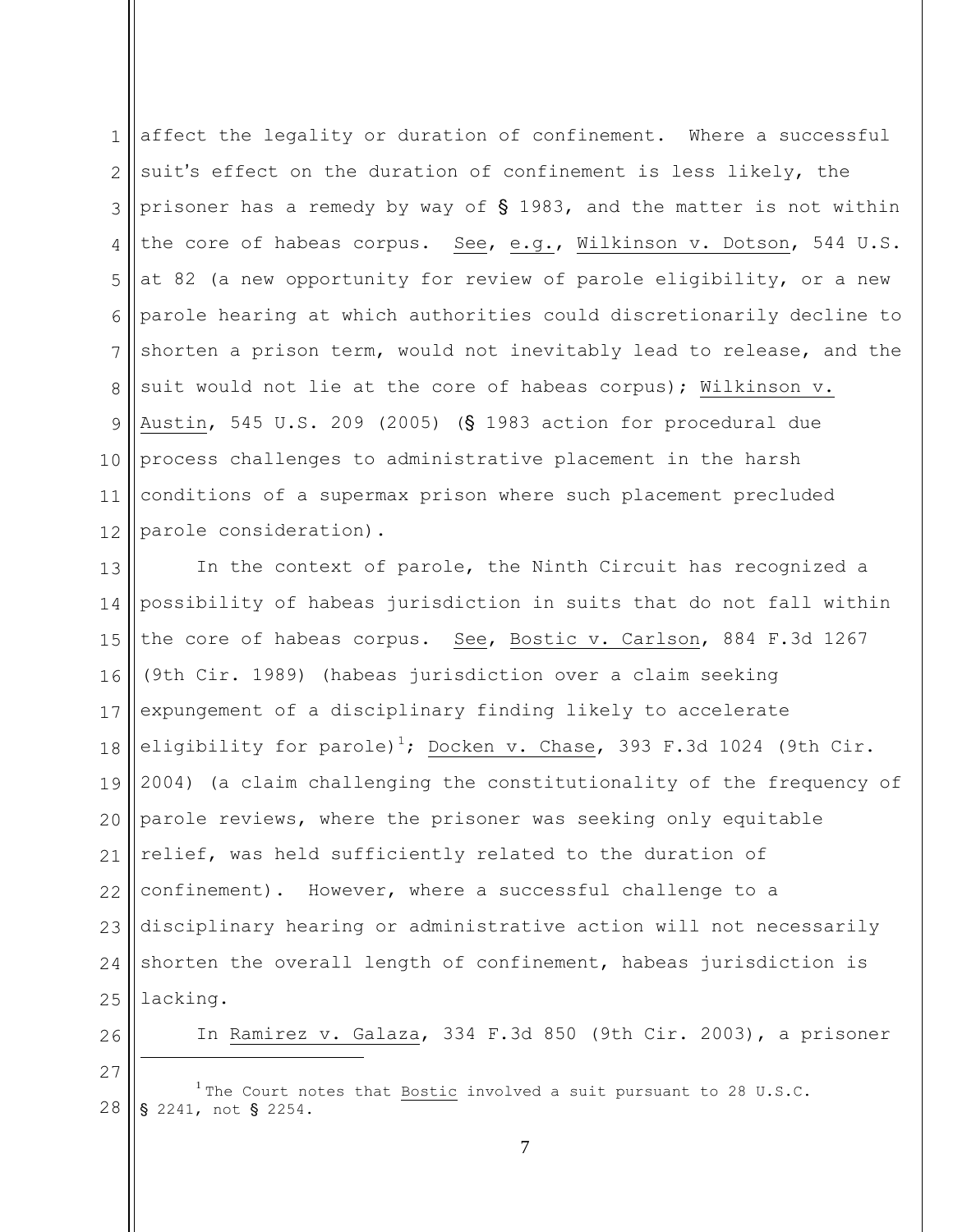affect the legality or duration of confinement. Where a successful suit's effect on the duration of confinement is less likely, the prisoner has a remedy by way of § 1983, and the matter is not within the core of habeas corpus. See, e.g., Wilkinson v. Dotson, 544 U.S. at 82 (a new opportunity for review of parole eligibility, or a new parole hearing at which authorities could discretionarily decline to shorten a prison term, would not inevitably lead to release, and the suit would not lie at the core of habeas corpus); Wilkinson v. Austin, 545 U.S. 209 (2005) (§ 1983 action for procedural due process challenges to administrative placement in the harsh conditions of a supermax prison where such placement precluded parole consideration).

In the context of parole, the Ninth Circuit has recognized a possibility of habeas jurisdiction in suits that do not fall within the core of habeas corpus. See, Bostic v. Carlson, 884 F.3d 1267 (9th Cir. 1989) (habeas jurisdiction over a claim seeking expungement of a disciplinary finding likely to accelerate eligibility for parole)[1]; Docken v. Chase, 393 F.3d 1024 (9th Cir. 2004) (a claim challenging the constitutionality of the frequency of parole reviews, where the prisoner was seeking only equitable relief, was held sufficiently related to the duration of confinement). However, where a successful challenge to a disciplinary hearing or administrative action will not necessarily shorten the overall length of confinement, habeas jurisdiction is lacking.

In Ramirez v. Galaza, 334 F.3d 850 (9th Cir. 2003), a prisoner

---

[1] The Court notes that Bostic involved a suit pursuant to 28 U.S.C. § 2241, not § 2254.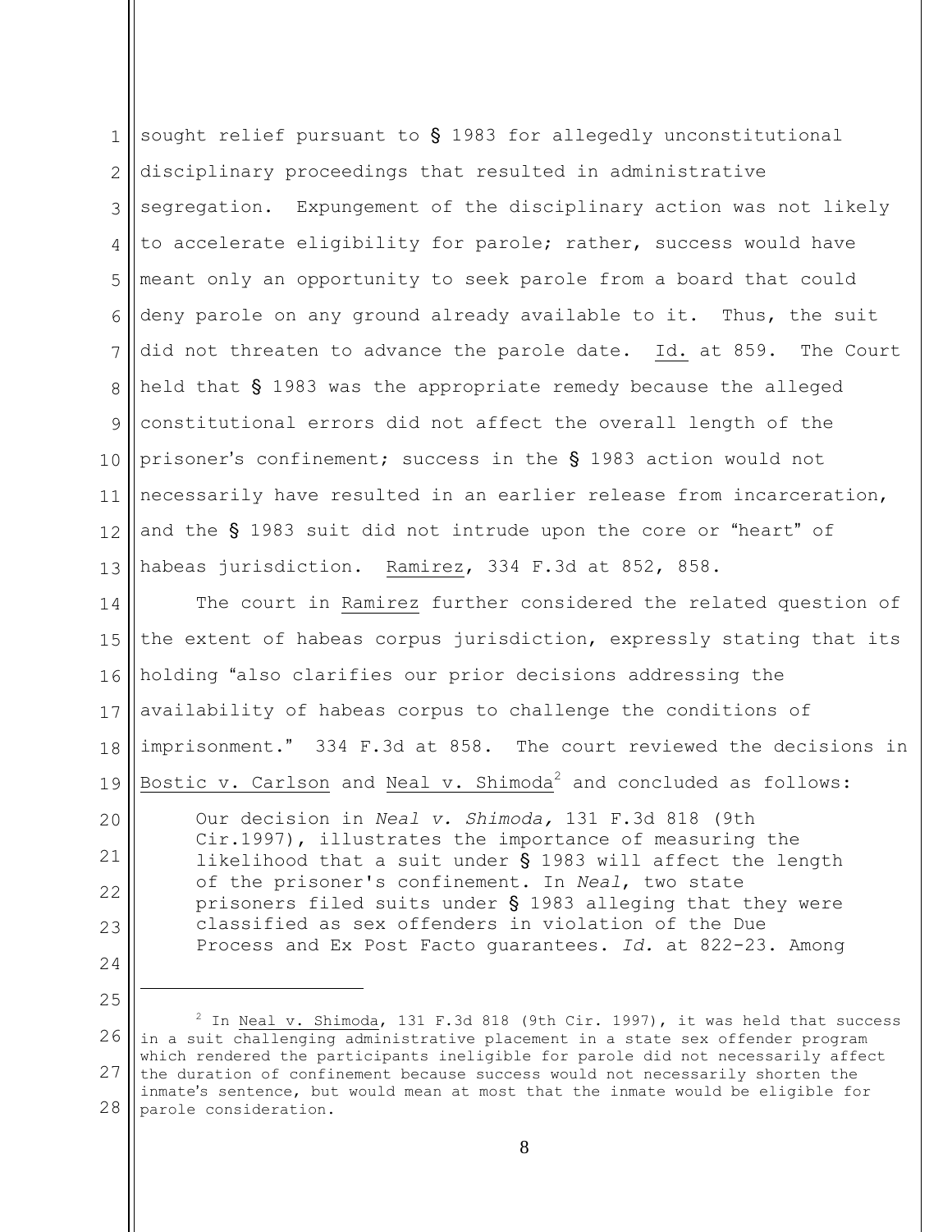sought relief pursuant to § 1983 for allegedly unconstitutional disciplinary proceedings that resulted in administrative segregation. Expungement of the disciplinary action was not likely to accelerate eligibility for parole; rather, success would have meant only an opportunity to seek parole from a board that could deny parole on any ground already available to it. Thus, the suit did not threaten to advance the parole date. Id. at 859. The Court held that § 1983 was the appropriate remedy because the alleged constitutional errors did not affect the overall length of the prisoner's confinement; success in the § 1983 action would not necessarily have resulted in an earlier release from incarceration, and the § 1983 suit did not intrude upon the core or "heart" of habeas jurisdiction. Ramirez, 334 F.3d at 852, 858.

The court in Ramirez further considered the related question of the extent of habeas corpus jurisdiction, expressly stating that its holding "also clarifies our prior decisions addressing the availability of habeas corpus to challenge the conditions of imprisonment." 334 F.3d at 858. The court reviewed the decisions in Bostic v. Carlson and Neal v. Shimoda[2] and concluded as follows:

> Our decision in *Neal v. Shimoda,* 131 F.3d 818 (9th Cir.1997), illustrates the importance of measuring the likelihood that a suit under § 1983 will affect the length of the prisoner's confinement. In *Neal*, two state prisoners filed suits under § 1983 alleging that they were classified as sex offenders in violation of the Due Process and Ex Post Facto guarantees. *Id.* at 822-23. Among

---

[2] In Neal v. Shimoda, 131 F.3d 818 (9th Cir. 1997), it was held that success in a suit challenging administrative placement in a state sex offender program which rendered the participants ineligible for parole did not necessarily affect the duration of confinement because success would not necessarily shorten the inmate's sentence, but would mean at most that the inmate would be eligible for parole consideration.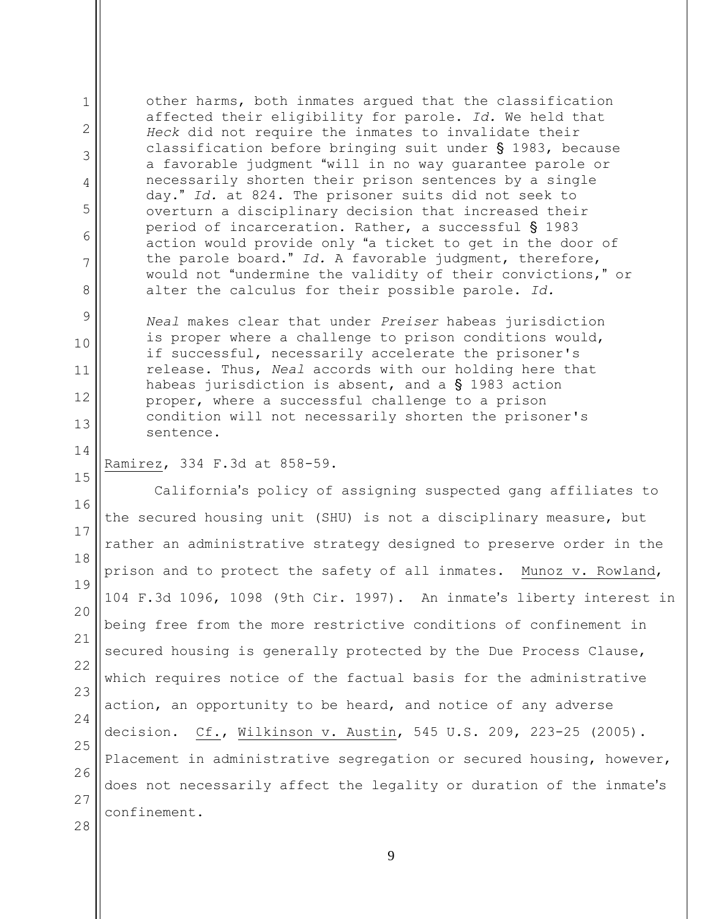> other harms, both inmates argued that the classification affected their eligibility for parole. *Id.* We held that *Heck* did not require the inmates to invalidate their classification before bringing suit under § 1983, because a favorable judgment "will in no way guarantee parole or necessarily shorten their prison sentences by a single day." *Id.* at 824. The prisoner suits did not seek to overturn a disciplinary decision that increased their period of incarceration. Rather, a successful § 1983 action would provide only "a ticket to get in the door of the parole board." *Id.* A favorable judgment, therefore, would not "undermine the validity of their convictions," or alter the calculus for their possible parole. *Id.*
>
> *Neal* makes clear that under *Preiser* habeas jurisdiction is proper where a challenge to prison conditions would, if successful, necessarily accelerate the prisoner's release. Thus, *Neal* accords with our holding here that habeas jurisdiction is absent, and a § 1983 action proper, where a successful challenge to a prison condition will not necessarily shorten the prisoner's sentence.

Ramirez, 334 F.3d at 858-59.

California's policy of assigning suspected gang affiliates to the secured housing unit (SHU) is not a disciplinary measure, but rather an administrative strategy designed to preserve order in the prison and to protect the safety of all inmates. Munoz v. Rowland, 104 F.3d 1096, 1098 (9th Cir. 1997). An inmate's liberty interest in being free from the more restrictive conditions of confinement in secured housing is generally protected by the Due Process Clause, which requires notice of the factual basis for the administrative action, an opportunity to be heard, and notice of any adverse decision. Cf., Wilkinson v. Austin, 545 U.S. 209, 223-25 (2005). Placement in administrative segregation or secured housing, however, does not necessarily affect the legality or duration of the inmate's confinement.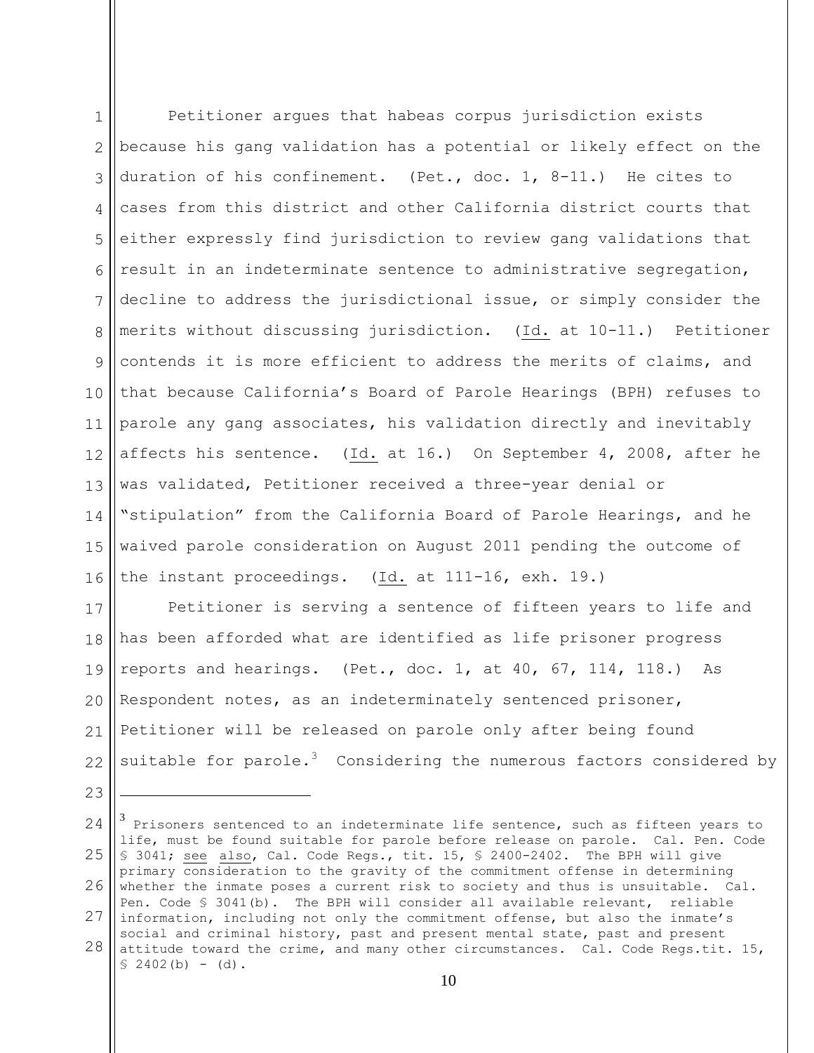Petitioner argues that habeas corpus jurisdiction exists because his gang validation has a potential or likely effect on the duration of his confinement. (Pet., doc. 1, 8-11.) He cites to cases from this district and other California district courts that either expressly find jurisdiction to review gang validations that result in an indeterminate sentence to administrative segregation, decline to address the jurisdictional issue, or simply consider the merits without discussing jurisdiction. (Id. at 10-11.) Petitioner contends it is more efficient to address the merits of claims, and that because California's Board of Parole Hearings (BPH) refuses to parole any gang associates, his validation directly and inevitably affects his sentence. (Id. at 16.) On September 4, 2008, after he was validated, Petitioner received a three-year denial or "stipulation" from the California Board of Parole Hearings, and he waived parole consideration on August 2011 pending the outcome of the instant proceedings. (Id. at 111-16, exh. 19.)

Petitioner is serving a sentence of fifteen years to life and has been afforded what are identified as life prisoner progress reports and hearings. (Pet., doc. 1, at 40, 67, 114, 118.) As Respondent notes, as an indeterminately sentenced prisoner, Petitioner will be released on parole only after being found suitable for parole.[3] Considering the numerous factors considered by

---

[3] Prisoners sentenced to an indeterminate life sentence, such as fifteen years to life, must be found suitable for parole before release on parole. Cal. Pen. Code § 3041; see also, Cal. Code Regs., tit. 15, § 2400-2402. The BPH will give primary consideration to the gravity of the commitment offense in determining whether the inmate poses a current risk to society and thus is unsuitable. Cal. Pen. Code § 3041(b). The BPH will consider all available relevant, reliable information, including not only the commitment offense, but also the inmate's social and criminal history, past and present mental state, past and present attitude toward the crime, and many other circumstances. Cal. Code Regs.tit. 15, § 2402(b) - (d).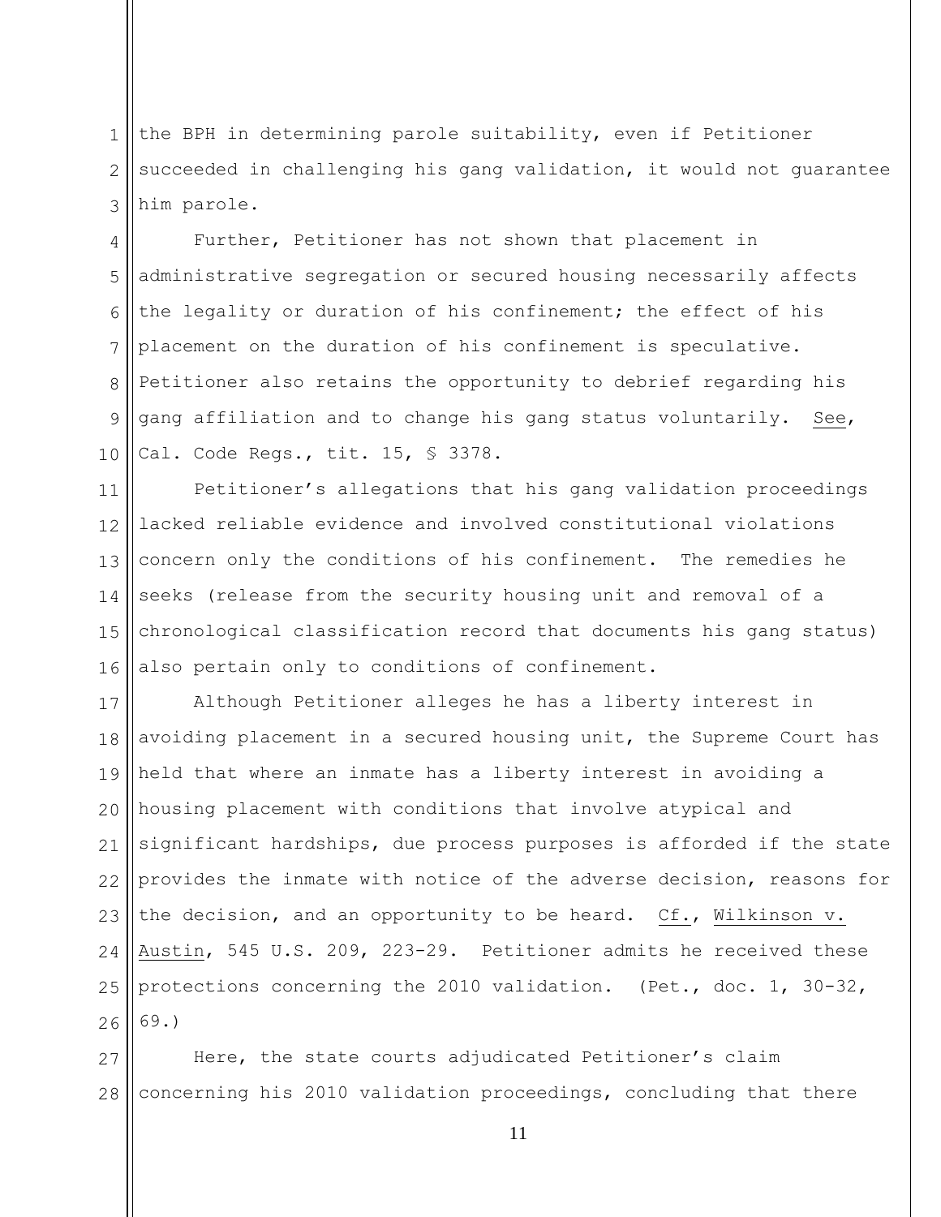the BPH in determining parole suitability, even if Petitioner succeeded in challenging his gang validation, it would not guarantee him parole.

Further, Petitioner has not shown that placement in administrative segregation or secured housing necessarily affects the legality or duration of his confinement; the effect of his placement on the duration of his confinement is speculative. Petitioner also retains the opportunity to debrief regarding his gang affiliation and to change his gang status voluntarily. See, Cal. Code Regs., tit. 15, § 3378.

Petitioner's allegations that his gang validation proceedings lacked reliable evidence and involved constitutional violations concern only the conditions of his confinement. The remedies he seeks (release from the security housing unit and removal of a chronological classification record that documents his gang status) also pertain only to conditions of confinement.

Although Petitioner alleges he has a liberty interest in avoiding placement in a secured housing unit, the Supreme Court has held that where an inmate has a liberty interest in avoiding a housing placement with conditions that involve atypical and significant hardships, due process purposes is afforded if the state provides the inmate with notice of the adverse decision, reasons for the decision, and an opportunity to be heard. Cf., Wilkinson v. Austin, 545 U.S. 209, 223-29. Petitioner admits he received these protections concerning the 2010 validation. (Pet., doc. 1, 30-32, 69.)

Here, the state courts adjudicated Petitioner's claim concerning his 2010 validation proceedings, concluding that there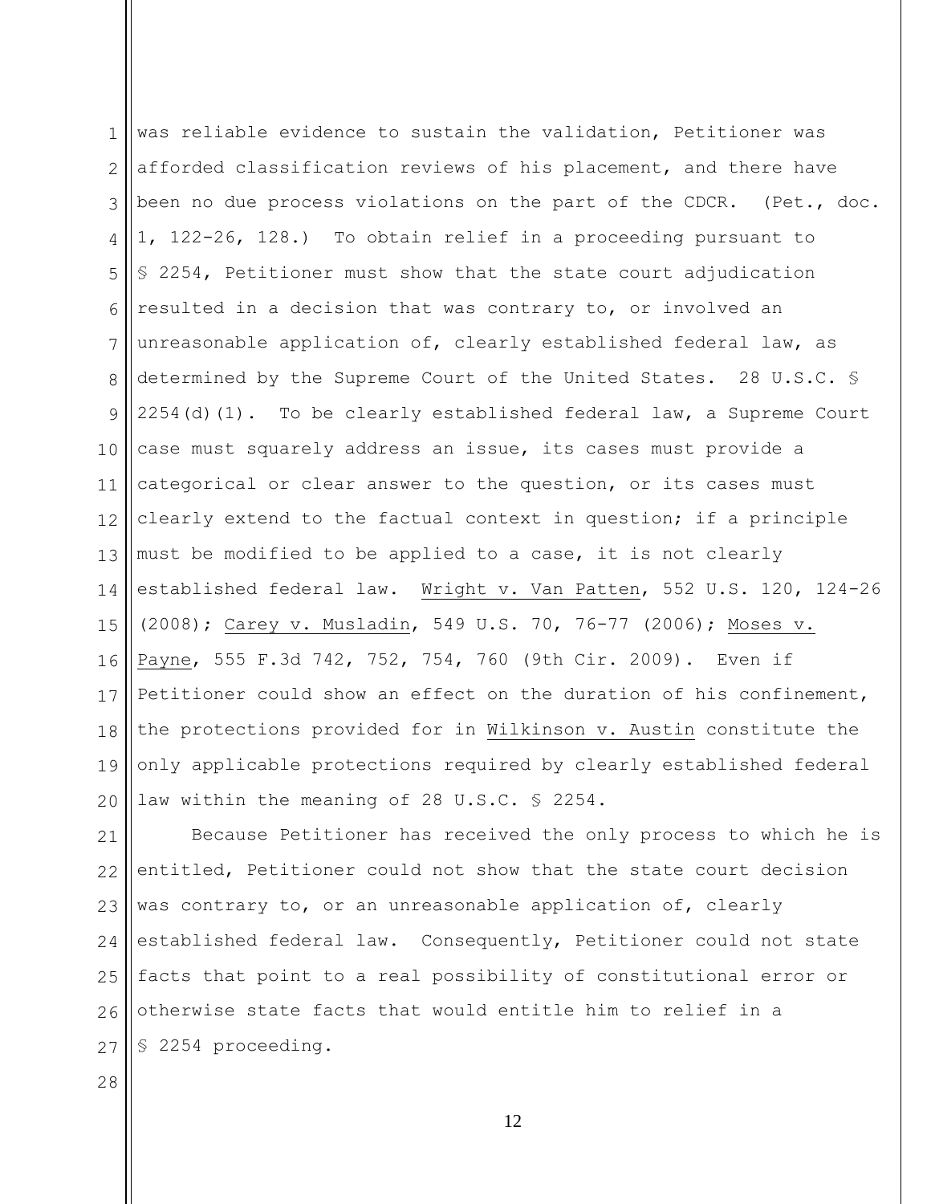was reliable evidence to sustain the validation, Petitioner was afforded classification reviews of his placement, and there have been no due process violations on the part of the CDCR. (Pet., doc. 1, 122-26, 128.) To obtain relief in a proceeding pursuant to § 2254, Petitioner must show that the state court adjudication resulted in a decision that was contrary to, or involved an unreasonable application of, clearly established federal law, as determined by the Supreme Court of the United States. 28 U.S.C. § 2254(d)(1). To be clearly established federal law, a Supreme Court case must squarely address an issue, its cases must provide a categorical or clear answer to the question, or its cases must clearly extend to the factual context in question; if a principle must be modified to be applied to a case, it is not clearly established federal law. Wright v. Van Patten, 552 U.S. 120, 124-26 (2008); Carey v. Musladin, 549 U.S. 70, 76-77 (2006); Moses v. Payne, 555 F.3d 742, 752, 754, 760 (9th Cir. 2009). Even if Petitioner could show an effect on the duration of his confinement, the protections provided for in Wilkinson v. Austin constitute the only applicable protections required by clearly established federal law within the meaning of 28 U.S.C. § 2254.

Because Petitioner has received the only process to which he is entitled, Petitioner could not show that the state court decision was contrary to, or an unreasonable application of, clearly established federal law. Consequently, Petitioner could not state facts that point to a real possibility of constitutional error or otherwise state facts that would entitle him to relief in a § 2254 proceeding.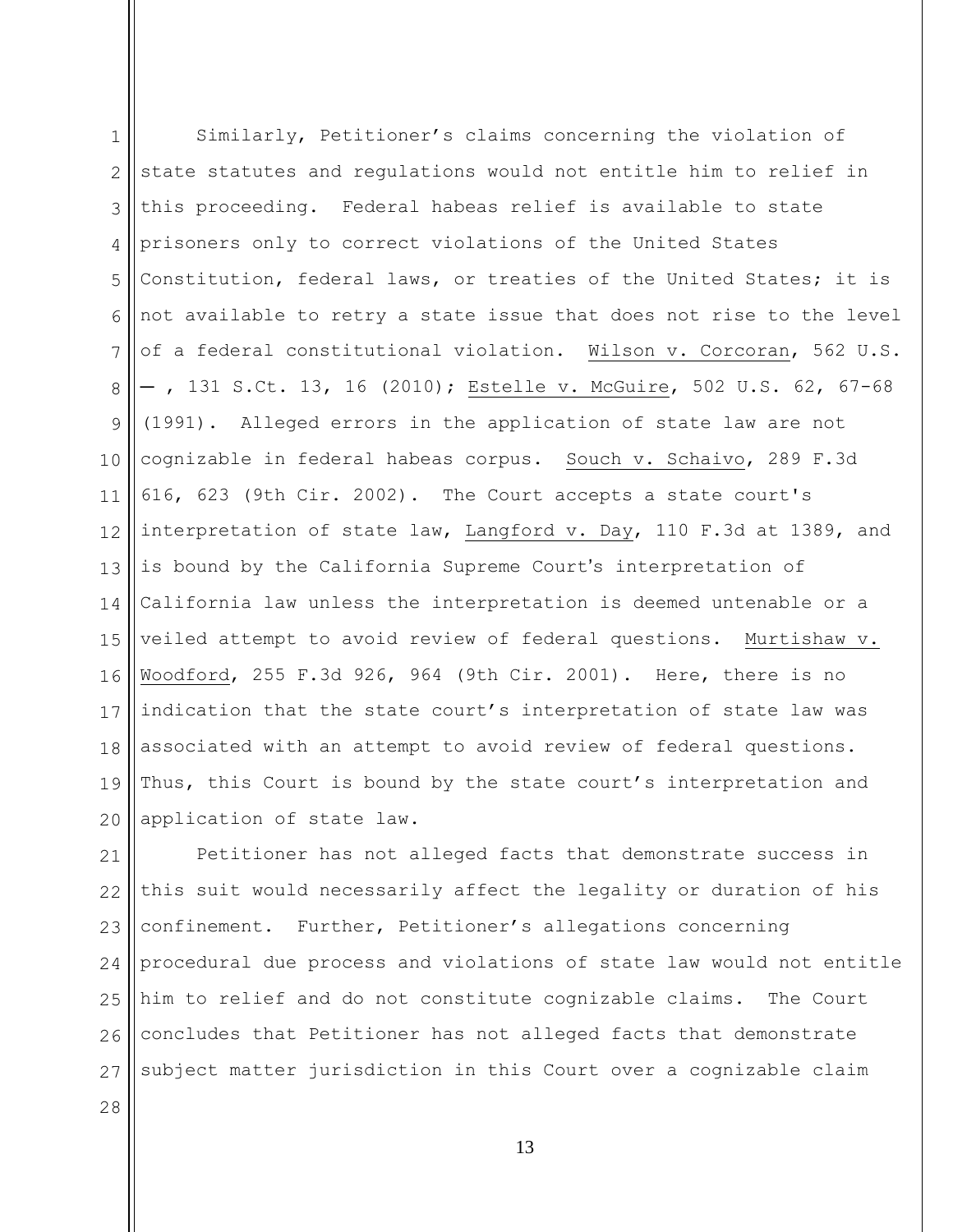Similarly, Petitioner's claims concerning the violation of state statutes and regulations would not entitle him to relief in this proceeding. Federal habeas relief is available to state prisoners only to correct violations of the United States Constitution, federal laws, or treaties of the United States; it is not available to retry a state issue that does not rise to the level of a federal constitutional violation. Wilson v. Corcoran, 562 U.S. — , 131 S.Ct. 13, 16 (2010); Estelle v. McGuire, 502 U.S. 62, 67-68 (1991). Alleged errors in the application of state law are not cognizable in federal habeas corpus. Souch v. Schaivo, 289 F.3d 616, 623 (9th Cir. 2002). The Court accepts a state court's interpretation of state law, Langford v. Day, 110 F.3d at 1389, and is bound by the California Supreme Court's interpretation of California law unless the interpretation is deemed untenable or a veiled attempt to avoid review of federal questions. Murtishaw v. Woodford, 255 F.3d 926, 964 (9th Cir. 2001). Here, there is no indication that the state court's interpretation of state law was associated with an attempt to avoid review of federal questions. Thus, this Court is bound by the state court's interpretation and application of state law.

Petitioner has not alleged facts that demonstrate success in this suit would necessarily affect the legality or duration of his confinement. Further, Petitioner's allegations concerning procedural due process and violations of state law would not entitle him to relief and do not constitute cognizable claims. The Court concludes that Petitioner has not alleged facts that demonstrate subject matter jurisdiction in this Court over a cognizable claim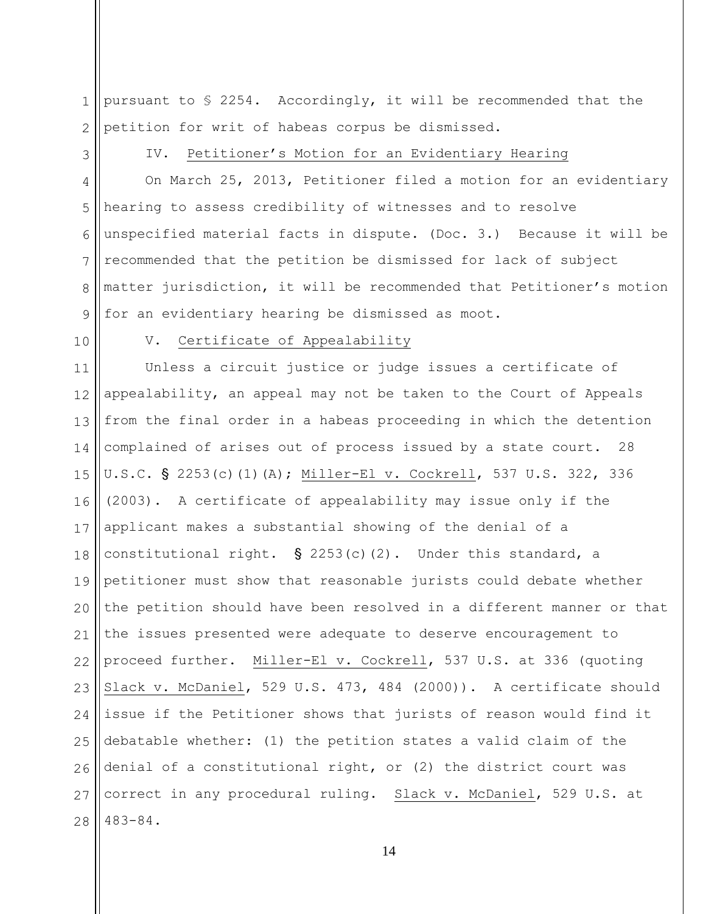pursuant to § 2254. Accordingly, it will be recommended that the petition for writ of habeas corpus be dismissed.

IV. Petitioner's Motion for an Evidentiary Hearing

On March 25, 2013, Petitioner filed a motion for an evidentiary hearing to assess credibility of witnesses and to resolve unspecified material facts in dispute. (Doc. 3.) Because it will be recommended that the petition be dismissed for lack of subject matter jurisdiction, it will be recommended that Petitioner's motion for an evidentiary hearing be dismissed as moot.

V. Certificate of Appealability

Unless a circuit justice or judge issues a certificate of appealability, an appeal may not be taken to the Court of Appeals from the final order in a habeas proceeding in which the detention complained of arises out of process issued by a state court. 28 U.S.C. § 2253(c)(1)(A); Miller-El v. Cockrell, 537 U.S. 322, 336 (2003). A certificate of appealability may issue only if the applicant makes a substantial showing of the denial of a constitutional right. § 2253(c)(2). Under this standard, a petitioner must show that reasonable jurists could debate whether the petition should have been resolved in a different manner or that the issues presented were adequate to deserve encouragement to proceed further. Miller-El v. Cockrell, 537 U.S. at 336 (quoting Slack v. McDaniel, 529 U.S. 473, 484 (2000)). A certificate should issue if the Petitioner shows that jurists of reason would find it debatable whether: (1) the petition states a valid claim of the denial of a constitutional right, or (2) the district court was correct in any procedural ruling. Slack v. McDaniel, 529 U.S. at 483-84.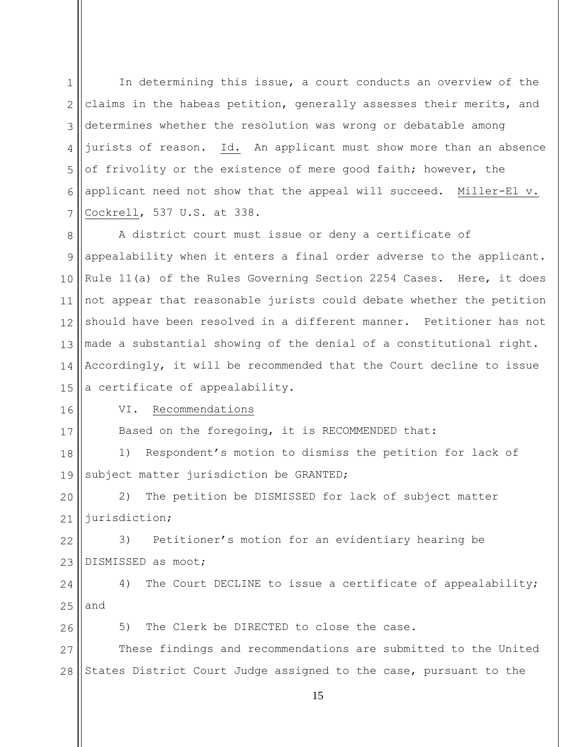In determining this issue, a court conducts an overview of the claims in the habeas petition, generally assesses their merits, and determines whether the resolution was wrong or debatable among jurists of reason. Id. An applicant must show more than an absence of frivolity or the existence of mere good faith; however, the applicant need not show that the appeal will succeed. Miller-El v. Cockrell, 537 U.S. at 338.

A district court must issue or deny a certificate of appealability when it enters a final order adverse to the applicant. Rule 11(a) of the Rules Governing Section 2254 Cases. Here, it does not appear that reasonable jurists could debate whether the petition should have been resolved in a different manner. Petitioner has not made a substantial showing of the denial of a constitutional right. Accordingly, it will be recommended that the Court decline to issue a certificate of appealability.

## VI. Recommendations

Based on the foregoing, it is RECOMMENDED that:

1) Respondent's motion to dismiss the petition for lack of subject matter jurisdiction be GRANTED;

2) The petition be DISMISSED for lack of subject matter jurisdiction;

3) Petitioner's motion for an evidentiary hearing be DISMISSED as moot;

4) The Court DECLINE to issue a certificate of appealability; and

5) The Clerk be DIRECTED to close the case.

These findings and recommendations are submitted to the United States District Court Judge assigned to the case, pursuant to the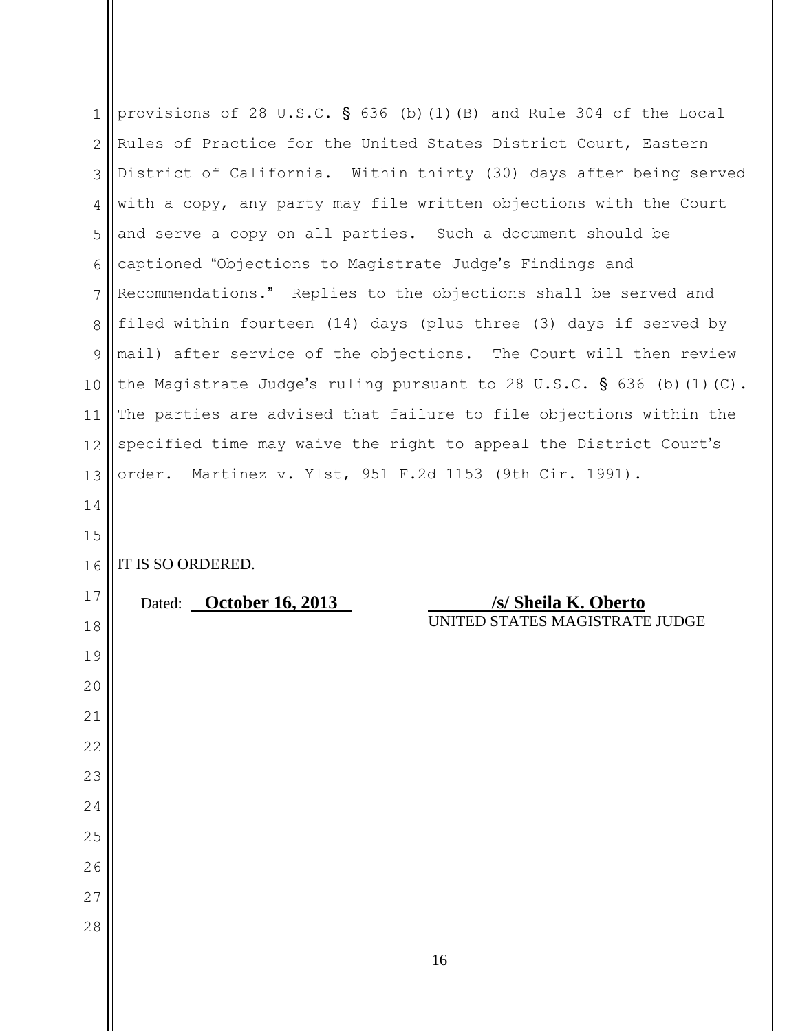provisions of 28 U.S.C. § 636 (b)(1)(B) and Rule 304 of the Local Rules of Practice for the United States District Court, Eastern District of California. Within thirty (30) days after being served with a copy, any party may file written objections with the Court and serve a copy on all parties. Such a document should be captioned "Objections to Magistrate Judge's Findings and Recommendations." Replies to the objections shall be served and filed within fourteen (14) days (plus three (3) days if served by mail) after service of the objections. The Court will then review the Magistrate Judge's ruling pursuant to 28 U.S.C. § 636 (b)(1)(C). The parties are advised that failure to file objections within the specified time may waive the right to appeal the District Court's order. Martinez v. Ylst, 951 F.2d 1153 (9th Cir. 1991).

IT IS SO ORDERED.

Dated: **October 16, 2013**

**/s/ Sheila K. Oberto**
UNITED STATES MAGISTRATE JUDGE